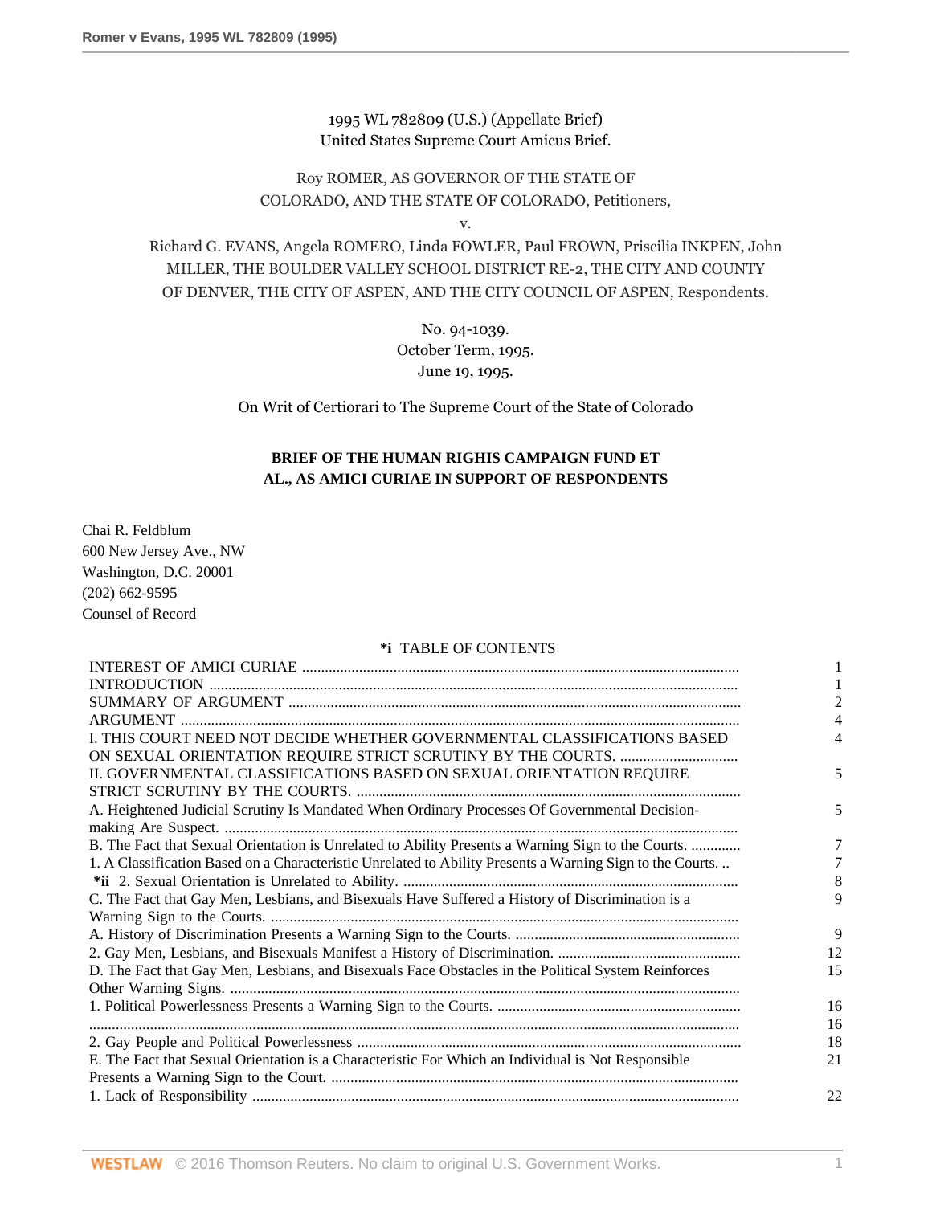1995 WL 782809 (U.S.) (Appellate Brief)
United States Supreme Court Amicus Brief.

Roy ROMER, AS GOVERNOR OF THE STATE OF COLORADO, AND THE STATE OF COLORADO, Petitioners,

v.

Richard G. EVANS, Angela ROMERO, Linda FOWLER, Paul FROWN, Priscilia INKPEN, John MILLER, THE BOULDER VALLEY SCHOOL DISTRICT RE-2, THE CITY AND COUNTY OF DENVER, THE CITY OF ASPEN, AND THE CITY COUNCIL OF ASPEN, Respondents.

No. 94-1039.
October Term, 1995.
June 19, 1995.

On Writ of Certiorari to The Supreme Court of the State of Colorado

**BRIEF OF THE HUMAN RIGHIS CAMPAIGN FUND ET AL., AS AMICI CURIAE IN SUPPORT OF RESPONDENTS**

Chai R. Feldblum
600 New Jersey Ave., NW
Washington, D.C. 20001
(202) 662-9595
Counsel of Record

**\*i** TABLE OF CONTENTS

| | |
|---|---|
| INTEREST OF AMICI CURIAE | 1 |
| INTRODUCTION | 1 |
| SUMMARY OF ARGUMENT | 2 |
| ARGUMENT | 4 |
| I. THIS COURT NEED NOT DECIDE WHETHER GOVERNMENTAL CLASSIFICATIONS BASED ON SEXUAL ORIENTATION REQUIRE STRICT SCRUTINY BY THE COURTS. | 4 |
| II. GOVERNMENTAL CLASSIFICATIONS BASED ON SEXUAL ORIENTATION REQUIRE STRICT SCRUTINY BY THE COURTS. | 5 |
| A. Heightened Judicial Scrutiny Is Mandated When Ordinary Processes Of Governmental Decision-making Are Suspect. | 5 |
| B. The Fact that Sexual Orientation is Unrelated to Ability Presents a Warning Sign to the Courts. | 7 |
| 1. A Classification Based on a Characteristic Unrelated to Ability Presents a Warning Sign to the Courts. .. | 7 |
| **\*ii** 2. Sexual Orientation is Unrelated to Ability. | 8 |
| C. The Fact that Gay Men, Lesbians, and Bisexuals Have Suffered a History of Discrimination is a Warning Sign to the Courts. | 9 |
| A. History of Discrimination Presents a Warning Sign to the Courts. | 9 |
| 2. Gay Men, Lesbians, and Bisexuals Manifest a History of Discrimination. | 12 |
| D. The Fact that Gay Men, Lesbians, and Bisexuals Face Obstacles in the Political System Reinforces Other Warning Signs. | 15 |
| 1. Political Powerlessness Presents a Warning Sign to the Courts. | 16 |
| | 16 |
| 2. Gay People and Political Powerlessness | 18 |
| E. The Fact that Sexual Orientation is a Characteristic For Which an Individual is Not Responsible Presents a Warning Sign to the Court. | 21 |
| 1. Lack of Responsibility | 22 |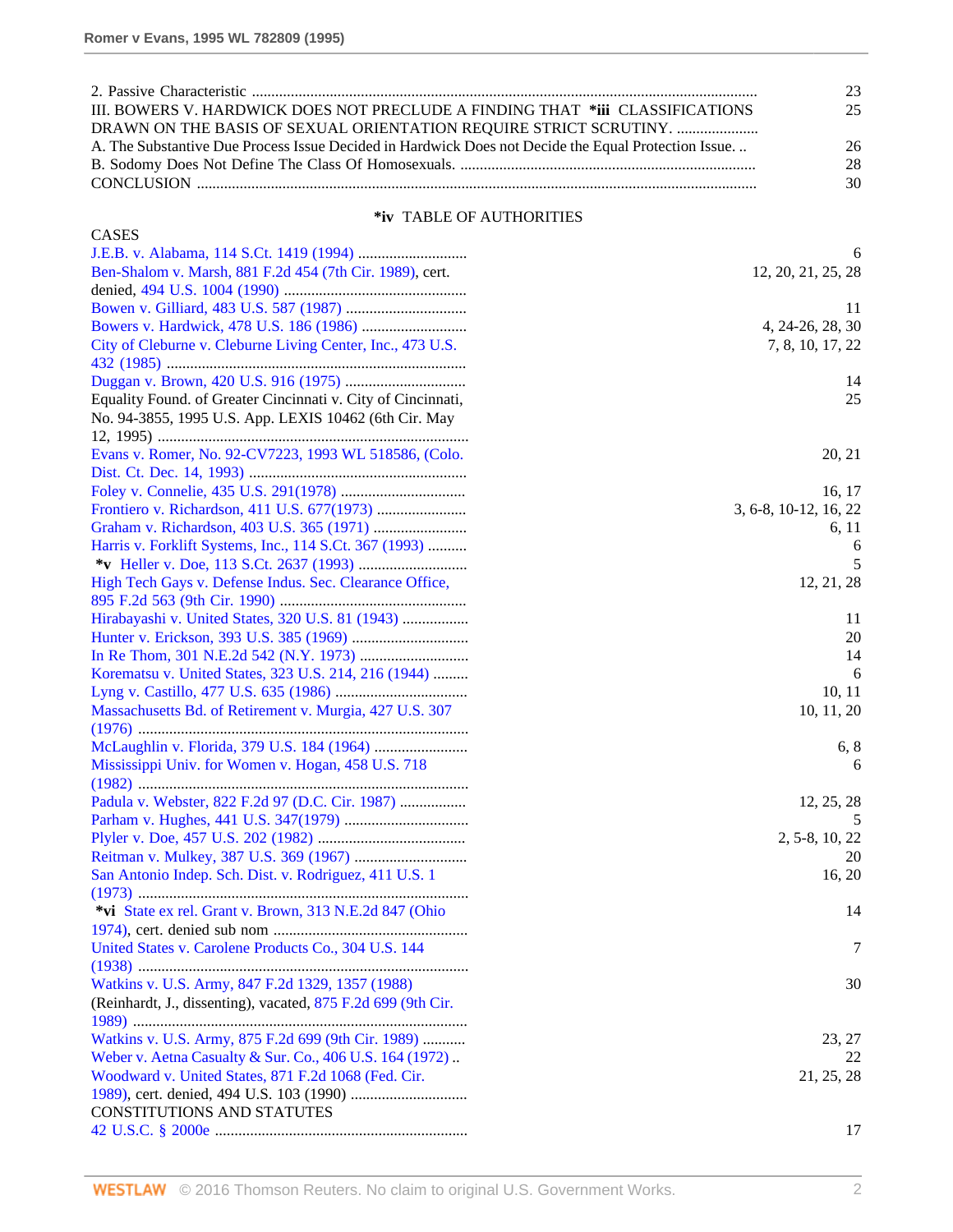| | |
|---|---|
| 2. Passive Characteristic | 23 |
| III. BOWERS V. HARDWICK DOES NOT PRECLUDE A FINDING THAT *iii CLASSIFICATIONS DRAWN ON THE BASIS OF SEXUAL ORIENTATION REQUIRE STRICT SCRUTINY. | 25 |
| A. The Substantive Due Process Issue Decided in Hardwick Does not Decide the Equal Protection Issue. .. | 26 |
| B. Sodomy Does Not Define The Class Of Homosexuals. | 28 |
| CONCLUSION | 30 |

## *iv TABLE OF AUTHORITIES

CASES

| | |
|---|---|
| J.E.B. v. Alabama, 114 S.Ct. 1419 (1994) | 6 |
| Ben-Shalom v. Marsh, 881 F.2d 454 (7th Cir. 1989), cert. denied, 494 U.S. 1004 (1990) | 12, 20, 21, 25, 28 |
| Bowen v. Gilliard, 483 U.S. 587 (1987) | 11 |
| Bowers v. Hardwick, 478 U.S. 186 (1986) | 4, 24-26, 28, 30 |
| City of Cleburne v. Cleburne Living Center, Inc., 473 U.S. 432 (1985) | 7, 8, 10, 17, 22 |
| Duggan v. Brown, 420 U.S. 916 (1975) | 14 |
| Equality Found. of Greater Cincinnati v. City of Cincinnati, No. 94-3855, 1995 U.S. App. LEXIS 10462 (6th Cir. May 12, 1995) | 25 |
| Evans v. Romer, No. 92-CV7223, 1993 WL 518586, (Colo. Dist. Ct. Dec. 14, 1993) | 20, 21 |
| Foley v. Connelie, 435 U.S. 291(1978) | 16, 17 |
| Frontiero v. Richardson, 411 U.S. 677(1973) | 3, 6-8, 10-12, 16, 22 |
| Graham v. Richardson, 403 U.S. 365 (1971) | 6, 11 |
| Harris v. Forklift Systems, Inc., 114 S.Ct. 367 (1993) | 6 |
| *v Heller v. Doe, 113 S.Ct. 2637 (1993) | 5 |
| High Tech Gays v. Defense Indus. Sec. Clearance Office, 895 F.2d 563 (9th Cir. 1990) | 12, 21, 28 |
| Hirabayashi v. United States, 320 U.S. 81 (1943) | 11 |
| Hunter v. Erickson, 393 U.S. 385 (1969) | 20 |
| In Re Thom, 301 N.E.2d 542 (N.Y. 1973) | 14 |
| Korematsu v. United States, 323 U.S. 214, 216 (1944) | 6 |
| Lyng v. Castillo, 477 U.S. 635 (1986) | 10, 11 |
| Massachusetts Bd. of Retirement v. Murgia, 427 U.S. 307 (1976) | 10, 11, 20 |
| McLaughlin v. Florida, 379 U.S. 184 (1964) | 6, 8 |
| Mississippi Univ. for Women v. Hogan, 458 U.S. 718 (1982) | 6 |
| Padula v. Webster, 822 F.2d 97 (D.C. Cir. 1987) | 12, 25, 28 |
| Parham v. Hughes, 441 U.S. 347(1979) | 5 |
| Plyler v. Doe, 457 U.S. 202 (1982) | 2, 5-8, 10, 22 |
| Reitman v. Mulkey, 387 U.S. 369 (1967) | 20 |
| San Antonio Indep. Sch. Dist. v. Rodriguez, 411 U.S. 1 (1973) | 16, 20 |
| *vi State ex rel. Grant v. Brown, 313 N.E.2d 847 (Ohio 1974), cert. denied sub nom | 14 |
| United States v. Carolene Products Co., 304 U.S. 144 (1938) | 7 |
| Watkins v. U.S. Army, 847 F.2d 1329, 1357 (1988) (Reinhardt, J., dissenting), vacated, 875 F.2d 699 (9th Cir. 1989) | 30 |
| Watkins v. U.S. Army, 875 F.2d 699 (9th Cir. 1989) | 23, 27 |
| Weber v. Aetna Casualty & Sur. Co., 406 U.S. 164 (1972) | 22 |
| Woodward v. United States, 871 F.2d 1068 (Fed. Cir. 1989), cert. denied, 494 U.S. 103 (1990) | 21, 25, 28 |

CONSTITUTIONS AND STATUTES

| | |
|---|---|
| 42 U.S.C. § 2000e | 17 |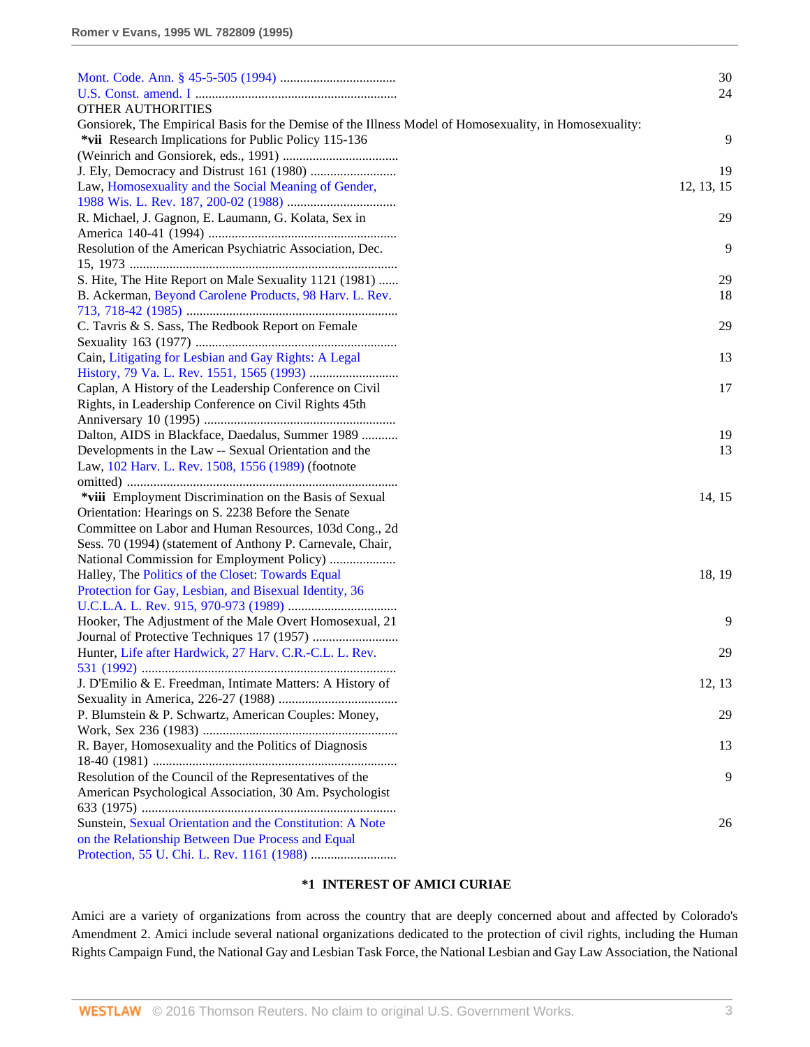| | |
|---|---|
| Mont. Code. Ann. § 45-5-505 (1994) .................................. | 30 |
| U.S. Const. amend. I ............................................................ | 24 |
| OTHER AUTHORITIES | |
| Gonsiorek, The Empirical Basis for the Demise of the Illness Model of Homosexuality, in Homosexuality: *vii Research Implications for Public Policy 115-136 (Weinrich and Gonsiorek, eds., 1991) .................................. | 9 |
| J. Ely, Democracy and Distrust 161 (1980) .......................... | 19 |
| Law, Homosexuality and the Social Meaning of Gender, 1988 Wis. L. Rev. 187, 200-02 (1988) ................................ | 12, 13, 15 |
| R. Michael, J. Gagnon, E. Laumann, G. Kolata, Sex in America 140-41 (1994) ........................................................ | 29 |
| Resolution of the American Psychiatric Association, Dec. 15, 1973 ................................................................................ | 9 |
| S. Hite, The Hite Report on Male Sexuality 1121 (1981) ...... | 29 |
| B. Ackerman, Beyond Carolene Products, 98 Harv. L. Rev. 713, 718-42 (1985) ............................................................... | 18 |
| C. Tavris & S. Sass, The Redbook Report on Female Sexuality 163 (1977) ............................................................ | 29 |
| Cain, Litigating for Lesbian and Gay Rights: A Legal History, 79 Va. L. Rev. 1551, 1565 (1993) .......................... | 13 |
| Caplan, A History of the Leadership Conference on Civil Rights, in Leadership Conference on Civil Rights 45th Anniversary 10 (1995) ......................................................... | 17 |
| Dalton, AIDS in Blackface, Daedalus, Summer 1989 .......... | 19 |
| Developments in the Law -- Sexual Orientation and the Law, 102 Harv. L. Rev. 1508, 1556 (1989) (footnote omitted) ................................................................................. | 13 |
| *viii Employment Discrimination on the Basis of Sexual Orientation: Hearings on S. 2238 Before the Senate Committee on Labor and Human Resources, 103d Cong., 2d Sess. 70 (1994) (statement of Anthony P. Carnevale, Chair, National Commission for Employment Policy) .................... | 14, 15 |
| Halley, The Politics of the Closet: Towards Equal Protection for Gay, Lesbian, and Bisexual Identity, 36 U.C.L.A. L. Rev. 915, 970-973 (1989) ................................ | 18, 19 |
| Hooker, The Adjustment of the Male Overt Homosexual, 21 Journal of Protective Techniques 17 (1957) ......................... | 9 |
| Hunter, Life after Hardwick, 27 Harv. C.R.-C.L. L. Rev. 531 (1992) ............................................................................ | 29 |
| J. D'Emilio & E. Freedman, Intimate Matters: A History of Sexuality in America, 226-27 (1988) ................................... | 12, 13 |
| P. Blumstein & P. Schwartz, American Couples: Money, Work, Sex 236 (1983) .......................................................... | 29 |
| R. Bayer, Homosexuality and the Politics of Diagnosis 18-40 (1981) ......................................................................... | 13 |
| Resolution of the Council of the Representatives of the American Psychological Association, 30 Am. Psychologist 633 (1975) ............................................................................ | 9 |
| Sunstein, Sexual Orientation and the Constitution: A Note on the Relationship Between Due Process and Equal Protection, 55 U. Chi. L. Rev. 1161 (1988) ......................... | 26 |

## *1 INTEREST OF AMICI CURIAE

Amici are a variety of organizations from across the country that are deeply concerned about and affected by Colorado's Amendment 2. Amici include several national organizations dedicated to the protection of civil rights, including the Human Rights Campaign Fund, the National Gay and Lesbian Task Force, the National Lesbian and Gay Law Association, the National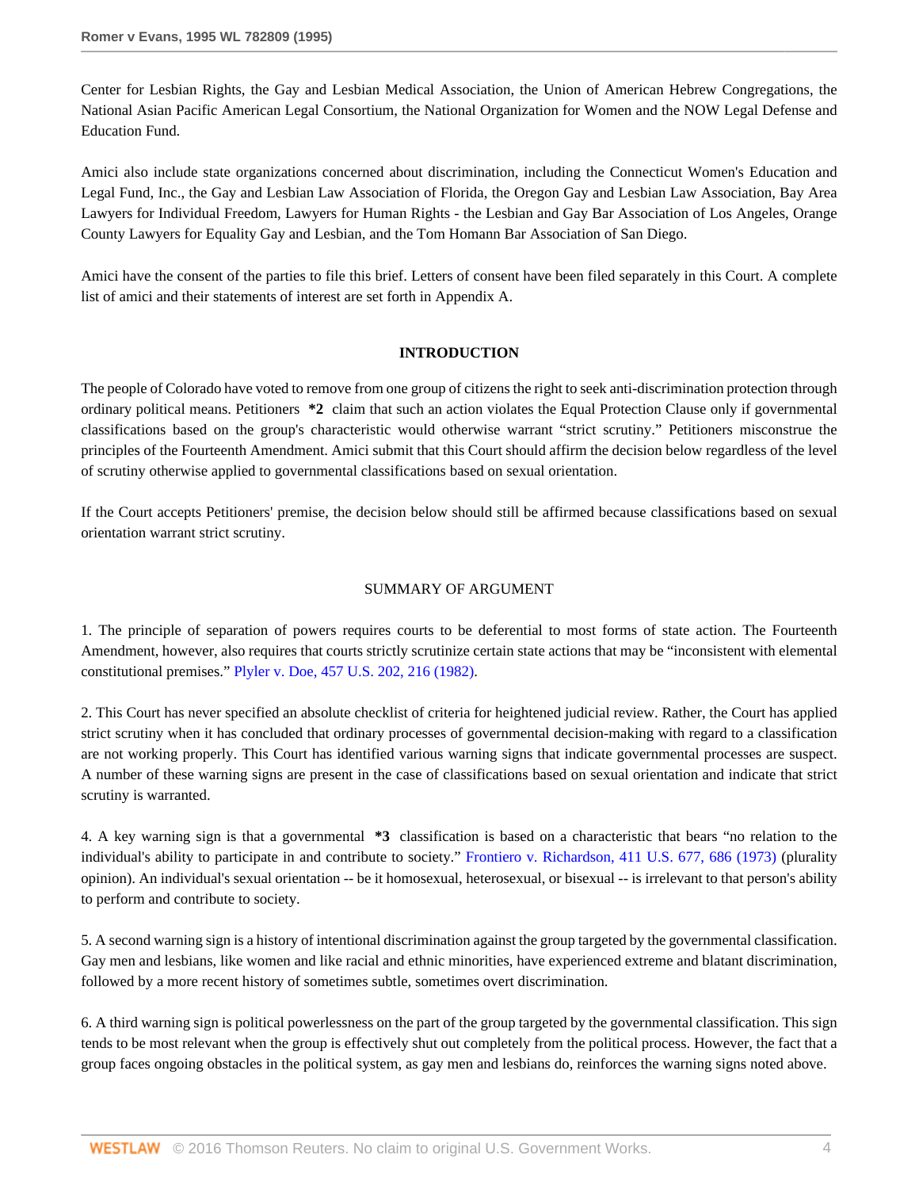Center for Lesbian Rights, the Gay and Lesbian Medical Association, the Union of American Hebrew Congregations, the National Asian Pacific American Legal Consortium, the National Organization for Women and the NOW Legal Defense and Education Fund.

Amici also include state organizations concerned about discrimination, including the Connecticut Women's Education and Legal Fund, Inc., the Gay and Lesbian Law Association of Florida, the Oregon Gay and Lesbian Law Association, Bay Area Lawyers for Individual Freedom, Lawyers for Human Rights - the Lesbian and Gay Bar Association of Los Angeles, Orange County Lawyers for Equality Gay and Lesbian, and the Tom Homann Bar Association of San Diego.

Amici have the consent of the parties to file this brief. Letters of consent have been filed separately in this Court. A complete list of amici and their statements of interest are set forth in Appendix A.

## INTRODUCTION

The people of Colorado have voted to remove from one group of citizens the right to seek anti-discrimination protection through ordinary political means. Petitioners **\*2** claim that such an action violates the Equal Protection Clause only if governmental classifications based on the group's characteristic would otherwise warrant "strict scrutiny." Petitioners misconstrue the principles of the Fourteenth Amendment. Amici submit that this Court should affirm the decision below regardless of the level of scrutiny otherwise applied to governmental classifications based on sexual orientation.

If the Court accepts Petitioners' premise, the decision below should still be affirmed because classifications based on sexual orientation warrant strict scrutiny.

## SUMMARY OF ARGUMENT

1. The principle of separation of powers requires courts to be deferential to most forms of state action. The Fourteenth Amendment, however, also requires that courts strictly scrutinize certain state actions that may be "inconsistent with elemental constitutional premises." Plyler v. Doe, 457 U.S. 202, 216 (1982).

2. This Court has never specified an absolute checklist of criteria for heightened judicial review. Rather, the Court has applied strict scrutiny when it has concluded that ordinary processes of governmental decision-making with regard to a classification are not working properly. This Court has identified various warning signs that indicate governmental processes are suspect. A number of these warning signs are present in the case of classifications based on sexual orientation and indicate that strict scrutiny is warranted.

4. A key warning sign is that a governmental **\*3** classification is based on a characteristic that bears "no relation to the individual's ability to participate in and contribute to society." Frontiero v. Richardson, 411 U.S. 677, 686 (1973) (plurality opinion). An individual's sexual orientation -- be it homosexual, heterosexual, or bisexual -- is irrelevant to that person's ability to perform and contribute to society.

5. A second warning sign is a history of intentional discrimination against the group targeted by the governmental classification. Gay men and lesbians, like women and like racial and ethnic minorities, have experienced extreme and blatant discrimination, followed by a more recent history of sometimes subtle, sometimes overt discrimination.

6. A third warning sign is political powerlessness on the part of the group targeted by the governmental classification. This sign tends to be most relevant when the group is effectively shut out completely from the political process. However, the fact that a group faces ongoing obstacles in the political system, as gay men and lesbians do, reinforces the warning signs noted above.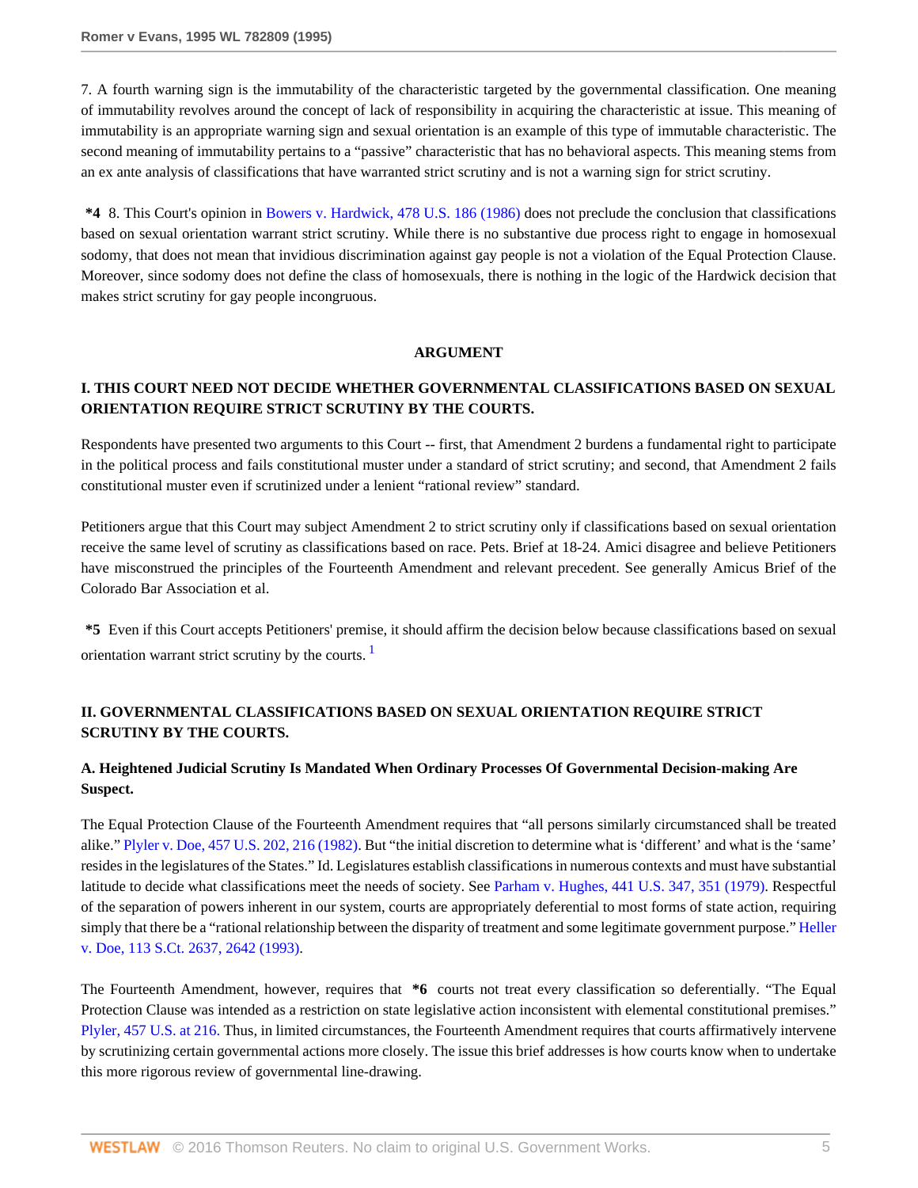7. A fourth warning sign is the immutability of the characteristic targeted by the governmental classification. One meaning of immutability revolves around the concept of lack of responsibility in acquiring the characteristic at issue. This meaning of immutability is an appropriate warning sign and sexual orientation is an example of this type of immutable characteristic. The second meaning of immutability pertains to a "passive" characteristic that has no behavioral aspects. This meaning stems from an ex ante analysis of classifications that have warranted strict scrutiny and is not a warning sign for strict scrutiny.

**\*4** 8. This Court's opinion in Bowers v. Hardwick, 478 U.S. 186 (1986) does not preclude the conclusion that classifications based on sexual orientation warrant strict scrutiny. While there is no substantive due process right to engage in homosexual sodomy, that does not mean that invidious discrimination against gay people is not a violation of the Equal Protection Clause. Moreover, since sodomy does not define the class of homosexuals, there is nothing in the logic of the Hardwick decision that makes strict scrutiny for gay people incongruous.

## ARGUMENT

### I. THIS COURT NEED NOT DECIDE WHETHER GOVERNMENTAL CLASSIFICATIONS BASED ON SEXUAL ORIENTATION REQUIRE STRICT SCRUTINY BY THE COURTS.

Respondents have presented two arguments to this Court -- first, that Amendment 2 burdens a fundamental right to participate in the political process and fails constitutional muster under a standard of strict scrutiny; and second, that Amendment 2 fails constitutional muster even if scrutinized under a lenient "rational review" standard.

Petitioners argue that this Court may subject Amendment 2 to strict scrutiny only if classifications based on sexual orientation receive the same level of scrutiny as classifications based on race. Pets. Brief at 18-24. Amici disagree and believe Petitioners have misconstrued the principles of the Fourteenth Amendment and relevant precedent. See generally Amicus Brief of the Colorado Bar Association et al.

**\*5** Even if this Court accepts Petitioners' premise, it should affirm the decision below because classifications based on sexual orientation warrant strict scrutiny by the courts. [1]

### II. GOVERNMENTAL CLASSIFICATIONS BASED ON SEXUAL ORIENTATION REQUIRE STRICT SCRUTINY BY THE COURTS.

#### A. Heightened Judicial Scrutiny Is Mandated When Ordinary Processes Of Governmental Decision-making Are Suspect.

The Equal Protection Clause of the Fourteenth Amendment requires that "all persons similarly circumstanced shall be treated alike." Plyler v. Doe, 457 U.S. 202, 216 (1982). But "the initial discretion to determine what is 'different' and what is the 'same' resides in the legislatures of the States." Id. Legislatures establish classifications in numerous contexts and must have substantial latitude to decide what classifications meet the needs of society. See Parham v. Hughes, 441 U.S. 347, 351 (1979). Respectful of the separation of powers inherent in our system, courts are appropriately deferential to most forms of state action, requiring simply that there be a "rational relationship between the disparity of treatment and some legitimate government purpose." Heller v. Doe, 113 S.Ct. 2637, 2642 (1993).

The Fourteenth Amendment, however, requires that **\*6** courts not treat every classification so deferentially. "The Equal Protection Clause was intended as a restriction on state legislative action inconsistent with elemental constitutional premises." Plyler, 457 U.S. at 216. Thus, in limited circumstances, the Fourteenth Amendment requires that courts affirmatively intervene by scrutinizing certain governmental actions more closely. The issue this brief addresses is how courts know when to undertake this more rigorous review of governmental line-drawing.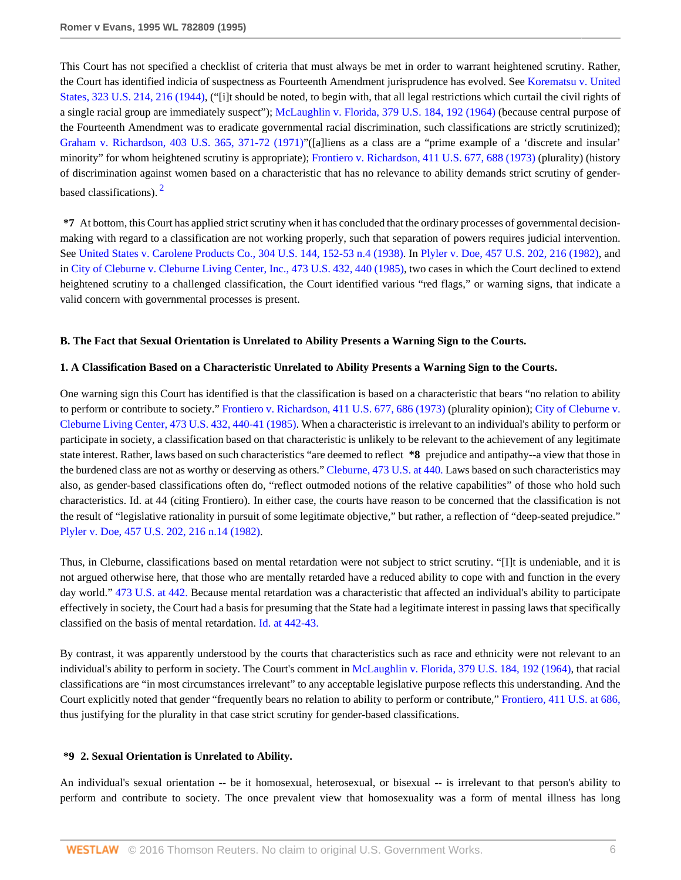This Court has not specified a checklist of criteria that must always be met in order to warrant heightened scrutiny. Rather, the Court has identified indicia of suspectness as Fourteenth Amendment jurisprudence has evolved. See Korematsu v. United States, 323 U.S. 214, 216 (1944), ("[i]t should be noted, to begin with, that all legal restrictions which curtail the civil rights of a single racial group are immediately suspect"); McLaughlin v. Florida, 379 U.S. 184, 192 (1964) (because central purpose of the Fourteenth Amendment was to eradicate governmental racial discrimination, such classifications are strictly scrutinized); Graham v. Richardson, 403 U.S. 365, 371-72 (1971)"([a]liens as a class are a "prime example of a 'discrete and insular' minority" for whom heightened scrutiny is appropriate); Frontiero v. Richardson, 411 U.S. 677, 688 (1973) (plurality) (history of discrimination against women based on a characteristic that has no relevance to ability demands strict scrutiny of gender-based classifications). [2]

**\*7** At bottom, this Court has applied strict scrutiny when it has concluded that the ordinary processes of governmental decision-making with regard to a classification are not working properly, such that separation of powers requires judicial intervention. See United States v. Carolene Products Co., 304 U.S. 144, 152-53 n.4 (1938). In Plyler v. Doe, 457 U.S. 202, 216 (1982), and in City of Cleburne v. Cleburne Living Center, Inc., 473 U.S. 432, 440 (1985), two cases in which the Court declined to extend heightened scrutiny to a challenged classification, the Court identified various "red flags," or warning signs, that indicate a valid concern with governmental processes is present.

### B. The Fact that Sexual Orientation is Unrelated to Ability Presents a Warning Sign to the Courts.

#### 1. A Classification Based on a Characteristic Unrelated to Ability Presents a Warning Sign to the Courts.

One warning sign this Court has identified is that the classification is based on a characteristic that bears "no relation to ability to perform or contribute to society." Frontiero v. Richardson, 411 U.S. 677, 686 (1973) (plurality opinion); City of Cleburne v. Cleburne Living Center, 473 U.S. 432, 440-41 (1985). When a characteristic is irrelevant to an individual's ability to perform or participate in society, a classification based on that characteristic is unlikely to be relevant to the achievement of any legitimate state interest. Rather, laws based on such characteristics "are deemed to reflect **\*8** prejudice and antipathy--a view that those in the burdened class are not as worthy or deserving as others." Cleburne, 473 U.S. at 440. Laws based on such characteristics may also, as gender-based classifications often do, "reflect outmoded notions of the relative capabilities" of those who hold such characteristics. Id. at 44 (citing Frontiero). In either case, the courts have reason to be concerned that the classification is not the result of "legislative rationality in pursuit of some legitimate objective," but rather, a reflection of "deep-seated prejudice." Plyler v. Doe, 457 U.S. 202, 216 n.14 (1982).

Thus, in Cleburne, classifications based on mental retardation were not subject to strict scrutiny. "[I]t is undeniable, and it is not argued otherwise here, that those who are mentally retarded have a reduced ability to cope with and function in the every day world." 473 U.S. at 442. Because mental retardation was a characteristic that affected an individual's ability to participate effectively in society, the Court had a basis for presuming that the State had a legitimate interest in passing laws that specifically classified on the basis of mental retardation. Id. at 442-43.

By contrast, it was apparently understood by the courts that characteristics such as race and ethnicity were not relevant to an individual's ability to perform in society. The Court's comment in McLaughlin v. Florida, 379 U.S. 184, 192 (1964), that racial classifications are "in most circumstances irrelevant" to any acceptable legislative purpose reflects this understanding. And the Court explicitly noted that gender "frequently bears no relation to ability to perform or contribute," Frontiero, 411 U.S. at 686, thus justifying for the plurality in that case strict scrutiny for gender-based classifications.

#### \*9 2. Sexual Orientation is Unrelated to Ability.

An individual's sexual orientation -- be it homosexual, heterosexual, or bisexual -- is irrelevant to that person's ability to perform and contribute to society. The once prevalent view that homosexuality was a form of mental illness has long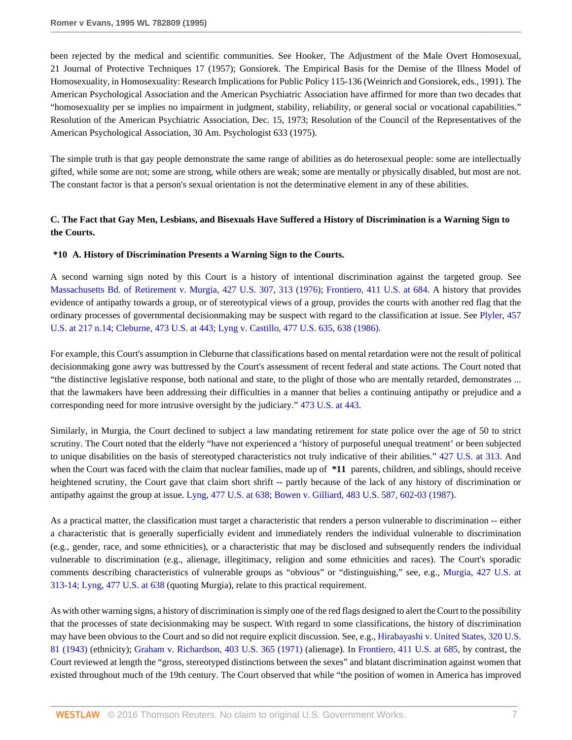been rejected by the medical and scientific communities. See Hooker, The Adjustment of the Male Overt Homosexual, 21 Journal of Protective Techniques 17 (1957); Gonsiorek. The Empirical Basis for the Demise of the Illness Model of Homosexuality, in Homosexuality: Research Implications for Public Policy 115-136 (Weinrich and Gonsiorek, eds., 1991). The American Psychological Association and the American Psychiatric Association have affirmed for more than two decades that "homosexuality per se implies no impairment in judgment, stability, reliability, or general social or vocational capabilities." Resolution of the American Psychiatric Association, Dec. 15, 1973; Resolution of the Council of the Representatives of the American Psychological Association, 30 Am. Psychologist 633 (1975).

The simple truth is that gay people demonstrate the same range of abilities as do heterosexual people: some are intellectually gifted, while some are not; some are strong, while others are weak; some are mentally or physically disabled, but most are not. The constant factor is that a person's sexual orientation is not the determinative element in any of these abilities.

**C. The Fact that Gay Men, Lesbians, and Bisexuals Have Suffered a History of Discrimination is a Warning Sign to the Courts.**

**\*10 A. History of Discrimination Presents a Warning Sign to the Courts.**

A second warning sign noted by this Court is a history of intentional discrimination against the targeted group. See Massachusetts Bd. of Retirement v. Murgia, 427 U.S. 307, 313 (1976); Frontiero, 411 U.S. at 684. A history that provides evidence of antipathy towards a group, or of stereotypical views of a group, provides the courts with another red flag that the ordinary processes of governmental decisionmaking may be suspect with regard to the classification at issue. See Plyler, 457 U.S. at 217 n.14; Cleburne, 473 U.S. at 443; Lyng v. Castillo, 477 U.S. 635, 638 (1986).

For example, this Court's assumption in Cleburne that classifications based on mental retardation were not the result of political decisionmaking gone awry was buttressed by the Court's assessment of recent federal and state actions. The Court noted that "the distinctive legislative response, both national and state, to the plight of those who are mentally retarded, demonstrates ... that the lawmakers have been addressing their difficulties in a manner that belies a continuing antipathy or prejudice and a corresponding need for more intrusive oversight by the judiciary." 473 U.S. at 443.

Similarly, in Murgia, the Court declined to subject a law mandating retirement for state police over the age of 50 to strict scrutiny. The Court noted that the elderly "have not experienced a 'history of purposeful unequal treatment' or been subjected to unique disabilities on the basis of stereotyped characteristics not truly indicative of their abilities." 427 U.S. at 313. And when the Court was faced with the claim that nuclear families, made up of **\*11** parents, children, and siblings, should receive heightened scrutiny, the Court gave that claim short shrift -- partly because of the lack of any history of discrimination or antipathy against the group at issue. Lyng, 477 U.S. at 638; Bowen v. Gilliard, 483 U.S. 587, 602-03 (1987).

As a practical matter, the classification must target a characteristic that renders a person vulnerable to discrimination -- either a characteristic that is generally superficially evident and immediately renders the individual vulnerable to discrimination (e.g., gender, race, and some ethnicities), or a characteristic that may be disclosed and subsequently renders the individual vulnerable to discrimination (e.g., alienage, illegitimacy, religion and some ethnicities and races). The Court's sporadic comments describing characteristics of vulnerable groups as "obvious" or "distinguishing," see, e.g., Murgia, 427 U.S. at 313-14; Lyng, 477 U.S. at 638 (quoting Murgia), relate to this practical requirement.

As with other warning signs, a history of discrimination is simply one of the red flags designed to alert the Court to the possibility that the processes of state decisionmaking may be suspect. With regard to some classifications, the history of discrimination may have been obvious to the Court and so did not require explicit discussion. See, e.g., Hirabayashi v. United States, 320 U.S. 81 (1943) (ethnicity); Graham v. Richardson, 403 U.S. 365 (1971) (alienage). In Frontiero, 411 U.S. at 685, by contrast, the Court reviewed at length the "gross, stereotyped distinctions between the sexes" and blatant discrimination against women that existed throughout much of the 19th century. The Court observed that while "the position of women in America has improved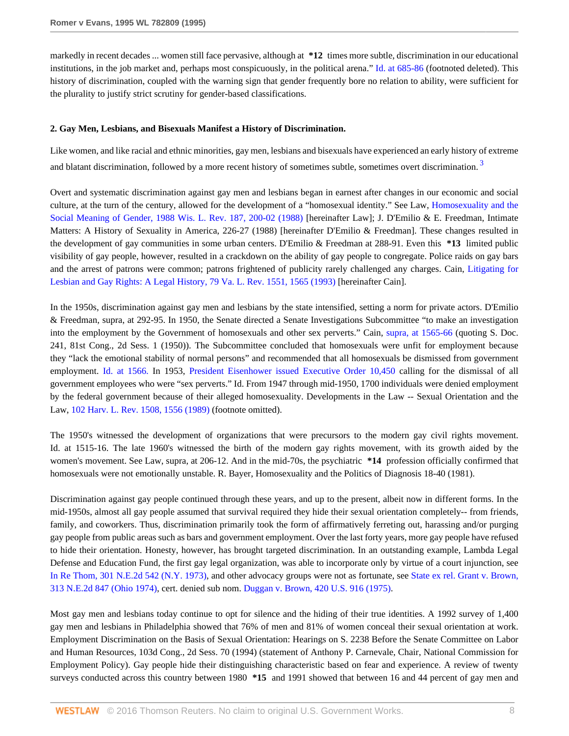markedly in recent decades ... women still face pervasive, although at **\*12** times more subtle, discrimination in our educational institutions, in the job market and, perhaps most conspicuously, in the political arena." Id. at 685-86 (footnoted deleted). This history of discrimination, coupled with the warning sign that gender frequently bore no relation to ability, were sufficient for the plurality to justify strict scrutiny for gender-based classifications.

**2. Gay Men, Lesbians, and Bisexuals Manifest a History of Discrimination.**

Like women, and like racial and ethnic minorities, gay men, lesbians and bisexuals have experienced an early history of extreme and blatant discrimination, followed by a more recent history of sometimes subtle, sometimes overt discrimination. [3]

Overt and systematic discrimination against gay men and lesbians began in earnest after changes in our economic and social culture, at the turn of the century, allowed for the development of a "homosexual identity." See Law, Homosexuality and the Social Meaning of Gender, 1988 Wis. L. Rev. 187, 200-02 (1988) [hereinafter Law]; J. D'Emilio & E. Freedman, Intimate Matters: A History of Sexuality in America, 226-27 (1988) [hereinafter D'Emilio & Freedman]. These changes resulted in the development of gay communities in some urban centers. D'Emilio & Freedman at 288-91. Even this **\*13** limited public visibility of gay people, however, resulted in a crackdown on the ability of gay people to congregate. Police raids on gay bars and the arrest of patrons were common; patrons frightened of publicity rarely challenged any charges. Cain, Litigating for Lesbian and Gay Rights: A Legal History, 79 Va. L. Rev. 1551, 1565 (1993) [hereinafter Cain].

In the 1950s, discrimination against gay men and lesbians by the state intensified, setting a norm for private actors. D'Emilio & Freedman, supra, at 292-95. In 1950, the Senate directed a Senate Investigations Subcommittee "to make an investigation into the employment by the Government of homosexuals and other sex perverts." Cain, supra, at 1565-66 (quoting S. Doc. 241, 81st Cong., 2d Sess. 1 (1950)). The Subcommittee concluded that homosexuals were unfit for employment because they "lack the emotional stability of normal persons" and recommended that all homosexuals be dismissed from government employment. Id. at 1566. In 1953, President Eisenhower issued Executive Order 10,450 calling for the dismissal of all government employees who were "sex perverts." Id. From 1947 through mid-1950, 1700 individuals were denied employment by the federal government because of their alleged homosexuality. Developments in the Law -- Sexual Orientation and the Law, 102 Harv. L. Rev. 1508, 1556 (1989) (footnote omitted).

The 1950's witnessed the development of organizations that were precursors to the modern gay civil rights movement. Id. at 1515-16. The late 1960's witnessed the birth of the modern gay rights movement, with its growth aided by the women's movement. See Law, supra, at 206-12. And in the mid-70s, the psychiatric **\*14** profession officially confirmed that homosexuals were not emotionally unstable. R. Bayer, Homosexuality and the Politics of Diagnosis 18-40 (1981).

Discrimination against gay people continued through these years, and up to the present, albeit now in different forms. In the mid-1950s, almost all gay people assumed that survival required they hide their sexual orientation completely-- from friends, family, and coworkers. Thus, discrimination primarily took the form of affirmatively ferreting out, harassing and/or purging gay people from public areas such as bars and government employment. Over the last forty years, more gay people have refused to hide their orientation. Honesty, however, has brought targeted discrimination. In an outstanding example, Lambda Legal Defense and Education Fund, the first gay legal organization, was able to incorporate only by virtue of a court injunction, see In Re Thom, 301 N.E.2d 542 (N.Y. 1973), and other advocacy groups were not as fortunate, see State ex rel. Grant v. Brown, 313 N.E.2d 847 (Ohio 1974), cert. denied sub nom. Duggan v. Brown, 420 U.S. 916 (1975).

Most gay men and lesbians today continue to opt for silence and the hiding of their true identities. A 1992 survey of 1,400 gay men and lesbians in Philadelphia showed that 76% of men and 81% of women conceal their sexual orientation at work. Employment Discrimination on the Basis of Sexual Orientation: Hearings on S. 2238 Before the Senate Committee on Labor and Human Resources, 103d Cong., 2d Sess. 70 (1994) (statement of Anthony P. Carnevale, Chair, National Commission for Employment Policy). Gay people hide their distinguishing characteristic based on fear and experience. A review of twenty surveys conducted across this country between 1980 **\*15** and 1991 showed that between 16 and 44 percent of gay men and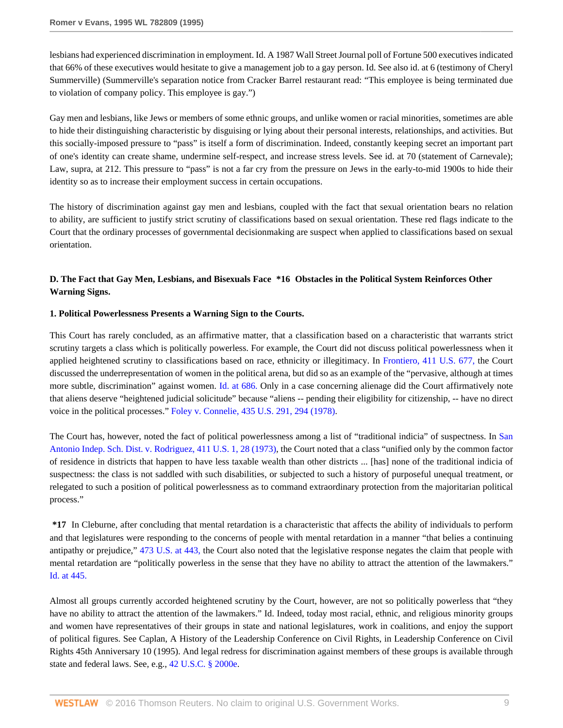lesbians had experienced discrimination in employment. Id. A 1987 Wall Street Journal poll of Fortune 500 executives indicated that 66% of these executives would hesitate to give a management job to a gay person. Id. See also id. at 6 (testimony of Cheryl Summerville) (Summerville's separation notice from Cracker Barrel restaurant read: "This employee is being terminated due to violation of company policy. This employee is gay.")

Gay men and lesbians, like Jews or members of some ethnic groups, and unlike women or racial minorities, sometimes are able to hide their distinguishing characteristic by disguising or lying about their personal interests, relationships, and activities. But this socially-imposed pressure to "pass" is itself a form of discrimination. Indeed, constantly keeping secret an important part of one's identity can create shame, undermine self-respect, and increase stress levels. See id. at 70 (statement of Carnevale); Law, supra, at 212. This pressure to "pass" is not a far cry from the pressure on Jews in the early-to-mid 1900s to hide their identity so as to increase their employment success in certain occupations.

The history of discrimination against gay men and lesbians, coupled with the fact that sexual orientation bears no relation to ability, are sufficient to justify strict scrutiny of classifications based on sexual orientation. These red flags indicate to the Court that the ordinary processes of governmental decisionmaking are suspect when applied to classifications based on sexual orientation.

**D. The Fact that Gay Men, Lesbians, and Bisexuals Face \*16 Obstacles in the Political System Reinforces Other Warning Signs.**

**1. Political Powerlessness Presents a Warning Sign to the Courts.**

This Court has rarely concluded, as an affirmative matter, that a classification based on a characteristic that warrants strict scrutiny targets a class which is politically powerless. For example, the Court did not discuss political powerlessness when it applied heightened scrutiny to classifications based on race, ethnicity or illegitimacy. In Frontiero, 411 U.S. 677, the Court discussed the underrepresentation of women in the political arena, but did so as an example of the "pervasive, although at times more subtle, discrimination" against women. Id. at 686. Only in a case concerning alienage did the Court affirmatively note that aliens deserve "heightened judicial solicitude" because "aliens -- pending their eligibility for citizenship, -- have no direct voice in the political processes." Foley v. Connelie, 435 U.S. 291, 294 (1978).

The Court has, however, noted the fact of political powerlessness among a list of "traditional indicia" of suspectness. In San Antonio Indep. Sch. Dist. v. Rodriguez, 411 U.S. 1, 28 (1973), the Court noted that a class "unified only by the common factor of residence in districts that happen to have less taxable wealth than other districts ... [has] none of the traditional indicia of suspectness: the class is not saddled with such disabilities, or subjected to such a history of purposeful unequal treatment, or relegated to such a position of political powerlessness as to command extraordinary protection from the majoritarian political process."

**\*17** In Cleburne, after concluding that mental retardation is a characteristic that affects the ability of individuals to perform and that legislatures were responding to the concerns of people with mental retardation in a manner "that belies a continuing antipathy or prejudice," 473 U.S. at 443, the Court also noted that the legislative response negates the claim that people with mental retardation are "politically powerless in the sense that they have no ability to attract the attention of the lawmakers." Id. at 445.

Almost all groups currently accorded heightened scrutiny by the Court, however, are not so politically powerless that "they have no ability to attract the attention of the lawmakers." Id. Indeed, today most racial, ethnic, and religious minority groups and women have representatives of their groups in state and national legislatures, work in coalitions, and enjoy the support of political figures. See Caplan, A History of the Leadership Conference on Civil Rights, in Leadership Conference on Civil Rights 45th Anniversary 10 (1995). And legal redress for discrimination against members of these groups is available through state and federal laws. See, e.g., 42 U.S.C. § 2000e.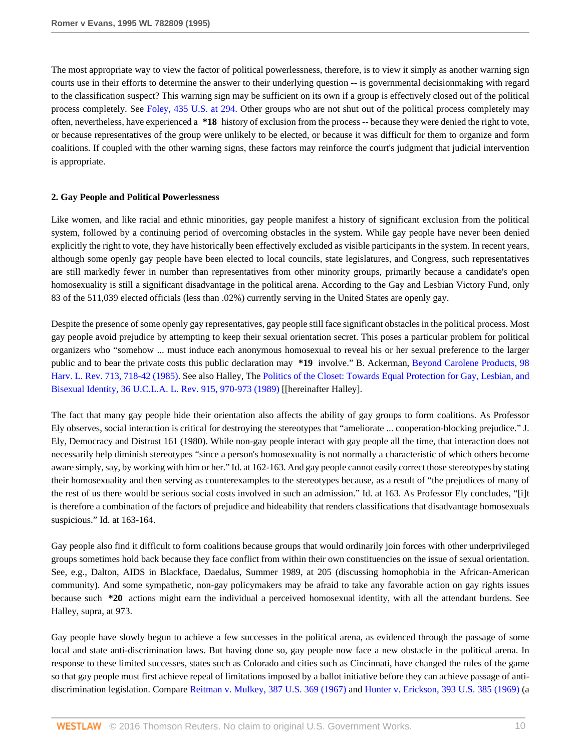The most appropriate way to view the factor of political powerlessness, therefore, is to view it simply as another warning sign courts use in their efforts to determine the answer to their underlying question -- is governmental decisionmaking with regard to the classification suspect? This warning sign may be sufficient on its own if a group is effectively closed out of the political process completely. See Foley, 435 U.S. at 294. Other groups who are not shut out of the political process completely may often, nevertheless, have experienced a **\*18** history of exclusion from the process -- because they were denied the right to vote, or because representatives of the group were unlikely to be elected, or because it was difficult for them to organize and form coalitions. If coupled with the other warning signs, these factors may reinforce the court's judgment that judicial intervention is appropriate.

**2. Gay People and Political Powerlessness**

Like women, and like racial and ethnic minorities, gay people manifest a history of significant exclusion from the political system, followed by a continuing period of overcoming obstacles in the system. While gay people have never been denied explicitly the right to vote, they have historically been effectively excluded as visible participants in the system. In recent years, although some openly gay people have been elected to local councils, state legislatures, and Congress, such representatives are still markedly fewer in number than representatives from other minority groups, primarily because a candidate's open homosexuality is still a significant disadvantage in the political arena. According to the Gay and Lesbian Victory Fund, only 83 of the 511,039 elected officials (less than .02%) currently serving in the United States are openly gay.

Despite the presence of some openly gay representatives, gay people still face significant obstacles in the political process. Most gay people avoid prejudice by attempting to keep their sexual orientation secret. This poses a particular problem for political organizers who "somehow ... must induce each anonymous homosexual to reveal his or her sexual preference to the larger public and to bear the private costs this public declaration may **\*19** involve." B. Ackerman, Beyond Carolene Products, 98 Harv. L. Rev. 713, 718-42 (1985). See also Halley, The Politics of the Closet: Towards Equal Protection for Gay, Lesbian, and Bisexual Identity, 36 U.C.L.A. L. Rev. 915, 970-973 (1989) [[hereinafter Halley].

The fact that many gay people hide their orientation also affects the ability of gay groups to form coalitions. As Professor Ely observes, social interaction is critical for destroying the stereotypes that "ameliorate ... cooperation-blocking prejudice." J. Ely, Democracy and Distrust 161 (1980). While non-gay people interact with gay people all the time, that interaction does not necessarily help diminish stereotypes "since a person's homosexuality is not normally a characteristic of which others become aware simply, say, by working with him or her." Id. at 162-163. And gay people cannot easily correct those stereotypes by stating their homosexuality and then serving as counterexamples to the stereotypes because, as a result of "the prejudices of many of the rest of us there would be serious social costs involved in such an admission." Id. at 163. As Professor Ely concludes, "[i]t is therefore a combination of the factors of prejudice and hideability that renders classifications that disadvantage homosexuals suspicious." Id. at 163-164.

Gay people also find it difficult to form coalitions because groups that would ordinarily join forces with other underprivileged groups sometimes hold back because they face conflict from within their own constituencies on the issue of sexual orientation. See, e.g., Dalton, AIDS in Blackface, Daedalus, Summer 1989, at 205 (discussing homophobia in the African-American community). And some sympathetic, non-gay policymakers may be afraid to take any favorable action on gay rights issues because such **\*20** actions might earn the individual a perceived homosexual identity, with all the attendant burdens. See Halley, supra, at 973.

Gay people have slowly begun to achieve a few successes in the political arena, as evidenced through the passage of some local and state anti-discrimination laws. But having done so, gay people now face a new obstacle in the political arena. In response to these limited successes, states such as Colorado and cities such as Cincinnati, have changed the rules of the game so that gay people must first achieve repeal of limitations imposed by a ballot initiative before they can achieve passage of anti-discrimination legislation. Compare Reitman v. Mulkey, 387 U.S. 369 (1967) and Hunter v. Erickson, 393 U.S. 385 (1969) (a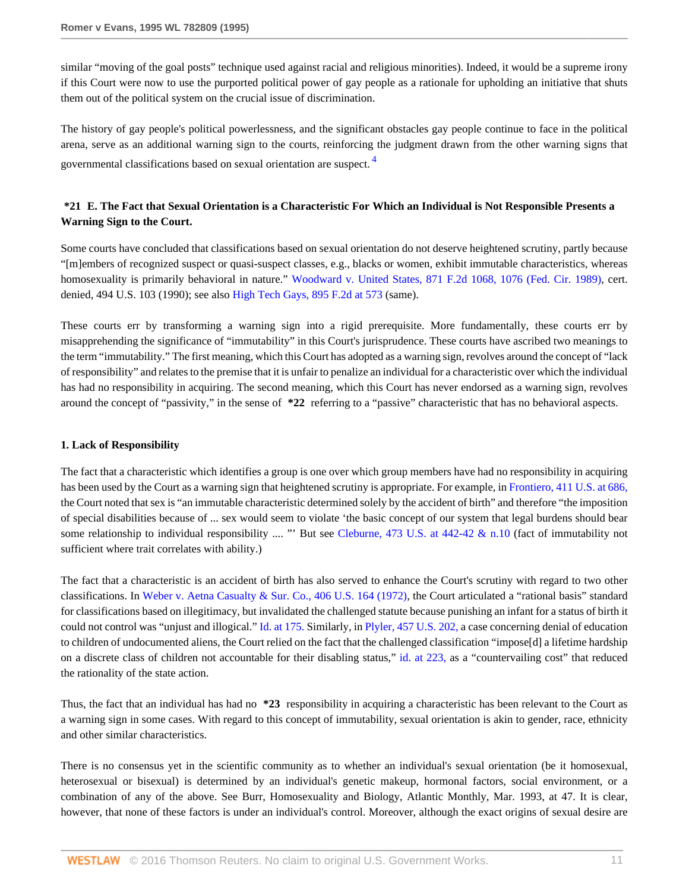similar "moving of the goal posts" technique used against racial and religious minorities). Indeed, it would be a supreme irony if this Court were now to use the purported political power of gay people as a rationale for upholding an initiative that shuts them out of the political system on the crucial issue of discrimination.

The history of gay people's political powerlessness, and the significant obstacles gay people continue to face in the political arena, serve as an additional warning sign to the courts, reinforcing the judgment drawn from the other warning signs that governmental classifications based on sexual orientation are suspect. [4]

### *21 E. The Fact that Sexual Orientation is a Characteristic For Which an Individual is Not Responsible Presents a Warning Sign to the Court.

Some courts have concluded that classifications based on sexual orientation do not deserve heightened scrutiny, partly because "[m]embers of recognized suspect or quasi-suspect classes, e.g., blacks or women, exhibit immutable characteristics, whereas homosexuality is primarily behavioral in nature." Woodward v. United States, 871 F.2d 1068, 1076 (Fed. Cir. 1989), cert. denied, 494 U.S. 103 (1990); see also High Tech Gays, 895 F.2d at 573 (same).

These courts err by transforming a warning sign into a rigid prerequisite. More fundamentally, these courts err by misapprehending the significance of "immutability" in this Court's jurisprudence. These courts have ascribed two meanings to the term "immutability." The first meaning, which this Court has adopted as a warning sign, revolves around the concept of "lack of responsibility" and relates to the premise that it is unfair to penalize an individual for a characteristic over which the individual has had no responsibility in acquiring. The second meaning, which this Court has never endorsed as a warning sign, revolves around the concept of "passivity," in the sense of **\*22** referring to a "passive" characteristic that has no behavioral aspects.

#### 1. Lack of Responsibility

The fact that a characteristic which identifies a group is one over which group members have had no responsibility in acquiring has been used by the Court as a warning sign that heightened scrutiny is appropriate. For example, in Frontiero, 411 U.S. at 686, the Court noted that sex is "an immutable characteristic determined solely by the accident of birth" and therefore "the imposition of special disabilities because of ... sex would seem to violate 'the basic concept of our system that legal burdens should bear some relationship to individual responsibility .... "' But see Cleburne, 473 U.S. at 442-42 & n.10 (fact of immutability not sufficient where trait correlates with ability.)

The fact that a characteristic is an accident of birth has also served to enhance the Court's scrutiny with regard to two other classifications. In Weber v. Aetna Casualty & Sur. Co., 406 U.S. 164 (1972), the Court articulated a "rational basis" standard for classifications based on illegitimacy, but invalidated the challenged statute because punishing an infant for a status of birth it could not control was "unjust and illogical." Id. at 175. Similarly, in Plyler, 457 U.S. 202, a case concerning denial of education to children of undocumented aliens, the Court relied on the fact that the challenged classification "impose[d] a lifetime hardship on a discrete class of children not accountable for their disabling status," id. at 223, as a "countervailing cost" that reduced the rationality of the state action.

Thus, the fact that an individual has had no **\*23** responsibility in acquiring a characteristic has been relevant to the Court as a warning sign in some cases. With regard to this concept of immutability, sexual orientation is akin to gender, race, ethnicity and other similar characteristics.

There is no consensus yet in the scientific community as to whether an individual's sexual orientation (be it homosexual, heterosexual or bisexual) is determined by an individual's genetic makeup, hormonal factors, social environment, or a combination of any of the above. See Burr, Homosexuality and Biology, Atlantic Monthly, Mar. 1993, at 47. It is clear, however, that none of these factors is under an individual's control. Moreover, although the exact origins of sexual desire are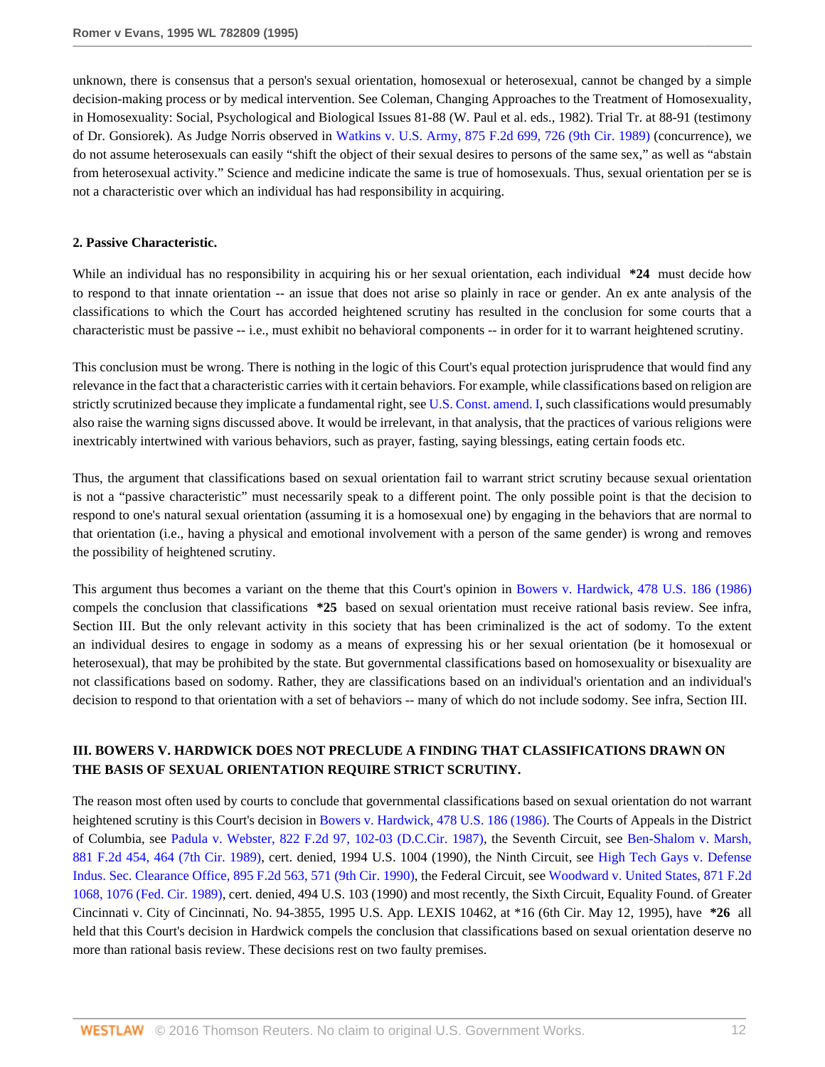unknown, there is consensus that a person's sexual orientation, homosexual or heterosexual, cannot be changed by a simple decision-making process or by medical intervention. See Coleman, Changing Approaches to the Treatment of Homosexuality, in Homosexuality: Social, Psychological and Biological Issues 81-88 (W. Paul et al. eds., 1982). Trial Tr. at 88-91 (testimony of Dr. Gonsiorek). As Judge Norris observed in Watkins v. U.S. Army, 875 F.2d 699, 726 (9th Cir. 1989) (concurrence), we do not assume heterosexuals can easily "shift the object of their sexual desires to persons of the same sex," as well as "abstain from heterosexual activity." Science and medicine indicate the same is true of homosexuals. Thus, sexual orientation per se is not a characteristic over which an individual has had responsibility in acquiring.

**2. Passive Characteristic.**

While an individual has no responsibility in acquiring his or her sexual orientation, each individual **\*24** must decide how to respond to that innate orientation -- an issue that does not arise so plainly in race or gender. An ex ante analysis of the classifications to which the Court has accorded heightened scrutiny has resulted in the conclusion for some courts that a characteristic must be passive -- i.e., must exhibit no behavioral components -- in order for it to warrant heightened scrutiny.

This conclusion must be wrong. There is nothing in the logic of this Court's equal protection jurisprudence that would find any relevance in the fact that a characteristic carries with it certain behaviors. For example, while classifications based on religion are strictly scrutinized because they implicate a fundamental right, see U.S. Const. amend. I, such classifications would presumably also raise the warning signs discussed above. It would be irrelevant, in that analysis, that the practices of various religions were inextricably intertwined with various behaviors, such as prayer, fasting, saying blessings, eating certain foods etc.

Thus, the argument that classifications based on sexual orientation fail to warrant strict scrutiny because sexual orientation is not a "passive characteristic" must necessarily speak to a different point. The only possible point is that the decision to respond to one's natural sexual orientation (assuming it is a homosexual one) by engaging in the behaviors that are normal to that orientation (i.e., having a physical and emotional involvement with a person of the same gender) is wrong and removes the possibility of heightened scrutiny.

This argument thus becomes a variant on the theme that this Court's opinion in Bowers v. Hardwick, 478 U.S. 186 (1986) compels the conclusion that classifications **\*25** based on sexual orientation must receive rational basis review. See infra, Section III. But the only relevant activity in this society that has been criminalized is the act of sodomy. To the extent an individual desires to engage in sodomy as a means of expressing his or her sexual orientation (be it homosexual or heterosexual), that may be prohibited by the state. But governmental classifications based on homosexuality or bisexuality are not classifications based on sodomy. Rather, they are classifications based on an individual's orientation and an individual's decision to respond to that orientation with a set of behaviors -- many of which do not include sodomy. See infra, Section III.

### III. BOWERS V. HARDWICK DOES NOT PRECLUDE A FINDING THAT CLASSIFICATIONS DRAWN ON THE BASIS OF SEXUAL ORIENTATION REQUIRE STRICT SCRUTINY.

The reason most often used by courts to conclude that governmental classifications based on sexual orientation do not warrant heightened scrutiny is this Court's decision in Bowers v. Hardwick, 478 U.S. 186 (1986). The Courts of Appeals in the District of Columbia, see Padula v. Webster, 822 F.2d 97, 102-03 (D.C.Cir. 1987), the Seventh Circuit, see Ben-Shalom v. Marsh, 881 F.2d 454, 464 (7th Cir. 1989), cert. denied, 1994 U.S. 1004 (1990), the Ninth Circuit, see High Tech Gays v. Defense Indus. Sec. Clearance Office, 895 F.2d 563, 571 (9th Cir. 1990), the Federal Circuit, see Woodward v. United States, 871 F.2d 1068, 1076 (Fed. Cir. 1989), cert. denied, 494 U.S. 103 (1990) and most recently, the Sixth Circuit, Equality Found. of Greater Cincinnati v. City of Cincinnati, No. 94-3855, 1995 U.S. App. LEXIS 10462, at \*16 (6th Cir. May 12, 1995), have **\*26** all held that this Court's decision in Hardwick compels the conclusion that classifications based on sexual orientation deserve no more than rational basis review. These decisions rest on two faulty premises.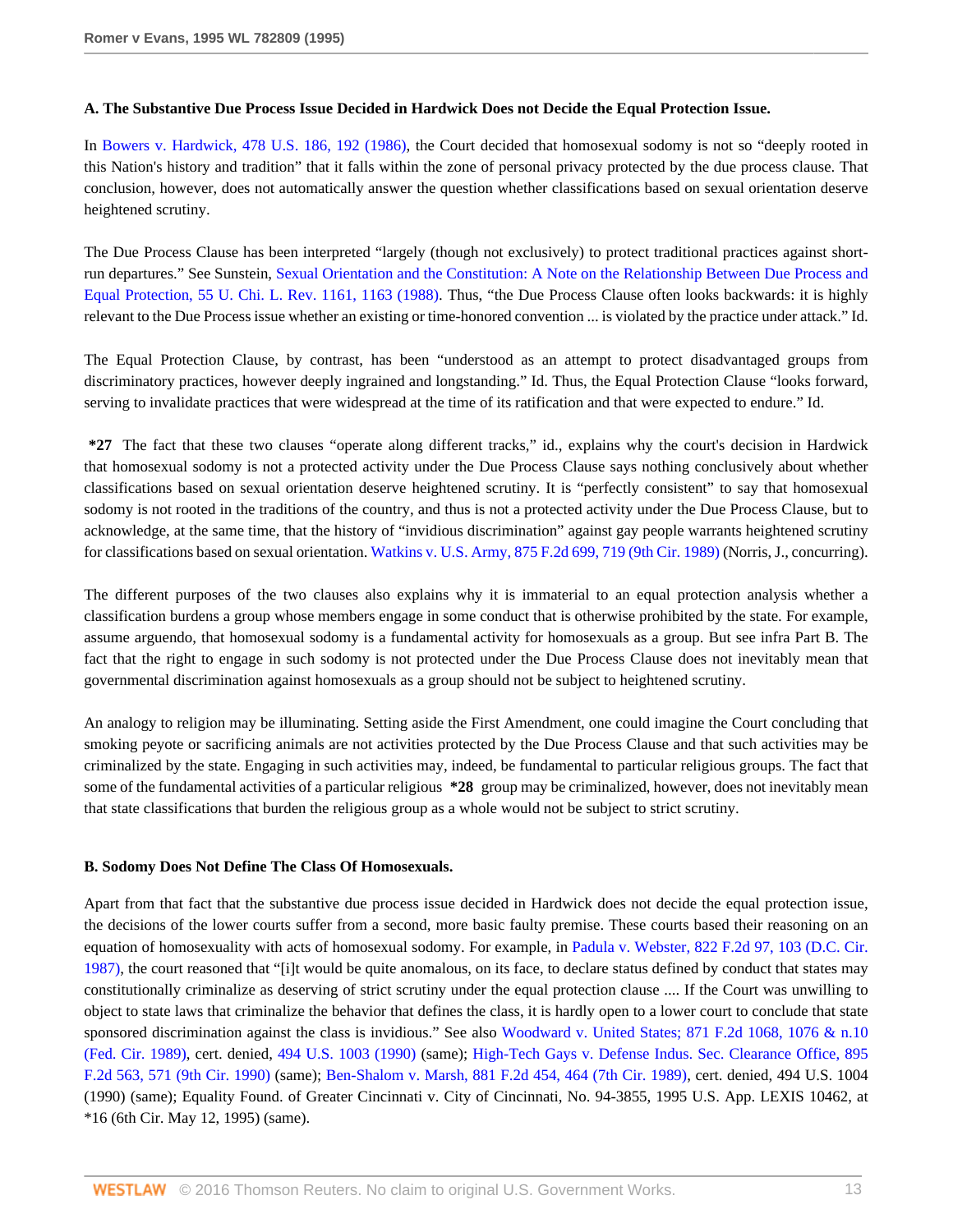**A. The Substantive Due Process Issue Decided in Hardwick Does not Decide the Equal Protection Issue.**

In Bowers v. Hardwick, 478 U.S. 186, 192 (1986), the Court decided that homosexual sodomy is not so "deeply rooted in this Nation's history and tradition" that it falls within the zone of personal privacy protected by the due process clause. That conclusion, however, does not automatically answer the question whether classifications based on sexual orientation deserve heightened scrutiny.

The Due Process Clause has been interpreted "largely (though not exclusively) to protect traditional practices against short-run departures." See Sunstein, Sexual Orientation and the Constitution: A Note on the Relationship Between Due Process and Equal Protection, 55 U. Chi. L. Rev. 1161, 1163 (1988). Thus, "the Due Process Clause often looks backwards: it is highly relevant to the Due Process issue whether an existing or time-honored convention ... is violated by the practice under attack." Id.

The Equal Protection Clause, by contrast, has been "understood as an attempt to protect disadvantaged groups from discriminatory practices, however deeply ingrained and longstanding." Id. Thus, the Equal Protection Clause "looks forward, serving to invalidate practices that were widespread at the time of its ratification and that were expected to endure." Id.

**\*27** The fact that these two clauses "operate along different tracks," id., explains why the court's decision in Hardwick that homosexual sodomy is not a protected activity under the Due Process Clause says nothing conclusively about whether classifications based on sexual orientation deserve heightened scrutiny. It is "perfectly consistent" to say that homosexual sodomy is not rooted in the traditions of the country, and thus is not a protected activity under the Due Process Clause, but to acknowledge, at the same time, that the history of "invidious discrimination" against gay people warrants heightened scrutiny for classifications based on sexual orientation. Watkins v. U.S. Army, 875 F.2d 699, 719 (9th Cir. 1989) (Norris, J., concurring).

The different purposes of the two clauses also explains why it is immaterial to an equal protection analysis whether a classification burdens a group whose members engage in some conduct that is otherwise prohibited by the state. For example, assume arguendo, that homosexual sodomy is a fundamental activity for homosexuals as a group. But see infra Part B. The fact that the right to engage in such sodomy is not protected under the Due Process Clause does not inevitably mean that governmental discrimination against homosexuals as a group should not be subject to heightened scrutiny.

An analogy to religion may be illuminating. Setting aside the First Amendment, one could imagine the Court concluding that smoking peyote or sacrificing animals are not activities protected by the Due Process Clause and that such activities may be criminalized by the state. Engaging in such activities may, indeed, be fundamental to particular religious groups. The fact that some of the fundamental activities of a particular religious **\*28** group may be criminalized, however, does not inevitably mean that state classifications that burden the religious group as a whole would not be subject to strict scrutiny.

**B. Sodomy Does Not Define The Class Of Homosexuals.**

Apart from that fact that the substantive due process issue decided in Hardwick does not decide the equal protection issue, the decisions of the lower courts suffer from a second, more basic faulty premise. These courts based their reasoning on an equation of homosexuality with acts of homosexual sodomy. For example, in Padula v. Webster, 822 F.2d 97, 103 (D.C. Cir. 1987), the court reasoned that "[i]t would be quite anomalous, on its face, to declare status defined by conduct that states may constitutionally criminalize as deserving of strict scrutiny under the equal protection clause .... If the Court was unwilling to object to state laws that criminalize the behavior that defines the class, it is hardly open to a lower court to conclude that state sponsored discrimination against the class is invidious." See also Woodward v. United States; 871 F.2d 1068, 1076 & n.10 (Fed. Cir. 1989), cert. denied, 494 U.S. 1003 (1990) (same); High-Tech Gays v. Defense Indus. Sec. Clearance Office, 895 F.2d 563, 571 (9th Cir. 1990) (same); Ben-Shalom v. Marsh, 881 F.2d 454, 464 (7th Cir. 1989), cert. denied, 494 U.S. 1004 (1990) (same); Equality Found. of Greater Cincinnati v. City of Cincinnati, No. 94-3855, 1995 U.S. App. LEXIS 10462, at \*16 (6th Cir. May 12, 1995) (same).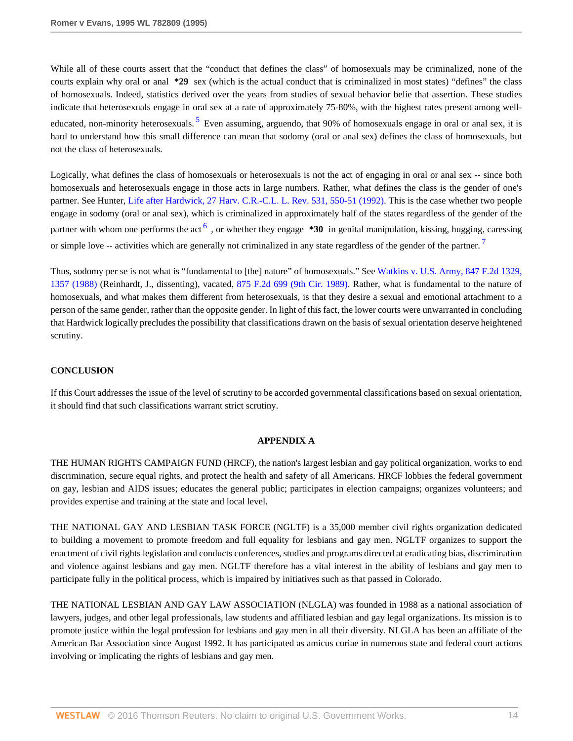While all of these courts assert that the "conduct that defines the class" of homosexuals may be criminalized, none of the courts explain why oral or anal **\*29** sex (which is the actual conduct that is criminalized in most states) "defines" the class of homosexuals. Indeed, statistics derived over the years from studies of sexual behavior belie that assertion. These studies indicate that heterosexuals engage in oral sex at a rate of approximately 75-80%, with the highest rates present among well-educated, non-minority heterosexuals. [5] Even assuming, arguendo, that 90% of homosexuals engage in oral or anal sex, it is hard to understand how this small difference can mean that sodomy (oral or anal sex) defines the class of homosexuals, but not the class of heterosexuals.

Logically, what defines the class of homosexuals or heterosexuals is not the act of engaging in oral or anal sex -- since both homosexuals and heterosexuals engage in those acts in large numbers. Rather, what defines the class is the gender of one's partner. See Hunter, Life after Hardwick, 27 Harv. C.R.-C.L. L. Rev. 531, 550-51 (1992). This is the case whether two people engage in sodomy (oral or anal sex), which is criminalized in approximately half of the states regardless of the gender of the partner with whom one performs the act [6] , or whether they engage **\*30** in genital manipulation, kissing, hugging, caressing or simple love -- activities which are generally not criminalized in any state regardless of the gender of the partner. [7]

Thus, sodomy per se is not what is "fundamental to [the] nature" of homosexuals." See Watkins v. U.S. Army, 847 F.2d 1329, 1357 (1988) (Reinhardt, J., dissenting), vacated, 875 F.2d 699 (9th Cir. 1989). Rather, what is fundamental to the nature of homosexuals, and what makes them different from heterosexuals, is that they desire a sexual and emotional attachment to a person of the same gender, rather than the opposite gender. In light of this fact, the lower courts were unwarranted in concluding that Hardwick logically precludes the possibility that classifications drawn on the basis of sexual orientation deserve heightened scrutiny.

## CONCLUSION

If this Court addresses the issue of the level of scrutiny to be accorded governmental classifications based on sexual orientation, it should find that such classifications warrant strict scrutiny.

## APPENDIX A

THE HUMAN RIGHTS CAMPAIGN FUND (HRCF), the nation's largest lesbian and gay political organization, works to end discrimination, secure equal rights, and protect the health and safety of all Americans. HRCF lobbies the federal government on gay, lesbian and AIDS issues; educates the general public; participates in election campaigns; organizes volunteers; and provides expertise and training at the state and local level.

THE NATIONAL GAY AND LESBIAN TASK FORCE (NGLTF) is a 35,000 member civil rights organization dedicated to building a movement to promote freedom and full equality for lesbians and gay men. NGLTF organizes to support the enactment of civil rights legislation and conducts conferences, studies and programs directed at eradicating bias, discrimination and violence against lesbians and gay men. NGLTF therefore has a vital interest in the ability of lesbians and gay men to participate fully in the political process, which is impaired by initiatives such as that passed in Colorado.

THE NATIONAL LESBIAN AND GAY LAW ASSOCIATION (NLGLA) was founded in 1988 as a national association of lawyers, judges, and other legal professionals, law students and affiliated lesbian and gay legal organizations. Its mission is to promote justice within the legal profession for lesbians and gay men in all their diversity. NLGLA has been an affiliate of the American Bar Association since August 1992. It has participated as amicus curiae in numerous state and federal court actions involving or implicating the rights of lesbians and gay men.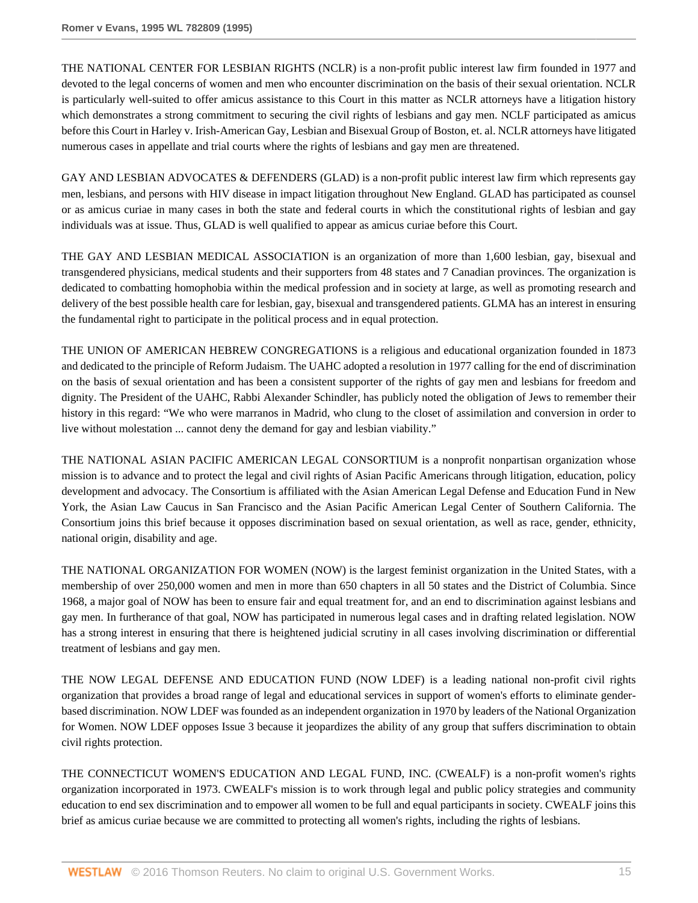THE NATIONAL CENTER FOR LESBIAN RIGHTS (NCLR) is a non-profit public interest law firm founded in 1977 and devoted to the legal concerns of women and men who encounter discrimination on the basis of their sexual orientation. NCLR is particularly well-suited to offer amicus assistance to this Court in this matter as NCLR attorneys have a litigation history which demonstrates a strong commitment to securing the civil rights of lesbians and gay men. NCLF participated as amicus before this Court in Harley v. Irish-American Gay, Lesbian and Bisexual Group of Boston, et. al. NCLR attorneys have litigated numerous cases in appellate and trial courts where the rights of lesbians and gay men are threatened.

GAY AND LESBIAN ADVOCATES & DEFENDERS (GLAD) is a non-profit public interest law firm which represents gay men, lesbians, and persons with HIV disease in impact litigation throughout New England. GLAD has participated as counsel or as amicus curiae in many cases in both the state and federal courts in which the constitutional rights of lesbian and gay individuals was at issue. Thus, GLAD is well qualified to appear as amicus curiae before this Court.

THE GAY AND LESBIAN MEDICAL ASSOCIATION is an organization of more than 1,600 lesbian, gay, bisexual and transgendered physicians, medical students and their supporters from 48 states and 7 Canadian provinces. The organization is dedicated to combatting homophobia within the medical profession and in society at large, as well as promoting research and delivery of the best possible health care for lesbian, gay, bisexual and transgendered patients. GLMA has an interest in ensuring the fundamental right to participate in the political process and in equal protection.

THE UNION OF AMERICAN HEBREW CONGREGATIONS is a religious and educational organization founded in 1873 and dedicated to the principle of Reform Judaism. The UAHC adopted a resolution in 1977 calling for the end of discrimination on the basis of sexual orientation and has been a consistent supporter of the rights of gay men and lesbians for freedom and dignity. The President of the UAHC, Rabbi Alexander Schindler, has publicly noted the obligation of Jews to remember their history in this regard: "We who were marranos in Madrid, who clung to the closet of assimilation and conversion in order to live without molestation ... cannot deny the demand for gay and lesbian viability."

THE NATIONAL ASIAN PACIFIC AMERICAN LEGAL CONSORTIUM is a nonprofit nonpartisan organization whose mission is to advance and to protect the legal and civil rights of Asian Pacific Americans through litigation, education, policy development and advocacy. The Consortium is affiliated with the Asian American Legal Defense and Education Fund in New York, the Asian Law Caucus in San Francisco and the Asian Pacific American Legal Center of Southern California. The Consortium joins this brief because it opposes discrimination based on sexual orientation, as well as race, gender, ethnicity, national origin, disability and age.

THE NATIONAL ORGANIZATION FOR WOMEN (NOW) is the largest feminist organization in the United States, with a membership of over 250,000 women and men in more than 650 chapters in all 50 states and the District of Columbia. Since 1968, a major goal of NOW has been to ensure fair and equal treatment for, and an end to discrimination against lesbians and gay men. In furtherance of that goal, NOW has participated in numerous legal cases and in drafting related legislation. NOW has a strong interest in ensuring that there is heightened judicial scrutiny in all cases involving discrimination or differential treatment of lesbians and gay men.

THE NOW LEGAL DEFENSE AND EDUCATION FUND (NOW LDEF) is a leading national non-profit civil rights organization that provides a broad range of legal and educational services in support of women's efforts to eliminate gender-based discrimination. NOW LDEF was founded as an independent organization in 1970 by leaders of the National Organization for Women. NOW LDEF opposes Issue 3 because it jeopardizes the ability of any group that suffers discrimination to obtain civil rights protection.

THE CONNECTICUT WOMEN'S EDUCATION AND LEGAL FUND, INC. (CWEALF) is a non-profit women's rights organization incorporated in 1973. CWEALF's mission is to work through legal and public policy strategies and community education to end sex discrimination and to empower all women to be full and equal participants in society. CWEALF joins this brief as amicus curiae because we are committed to protecting all women's rights, including the rights of lesbians.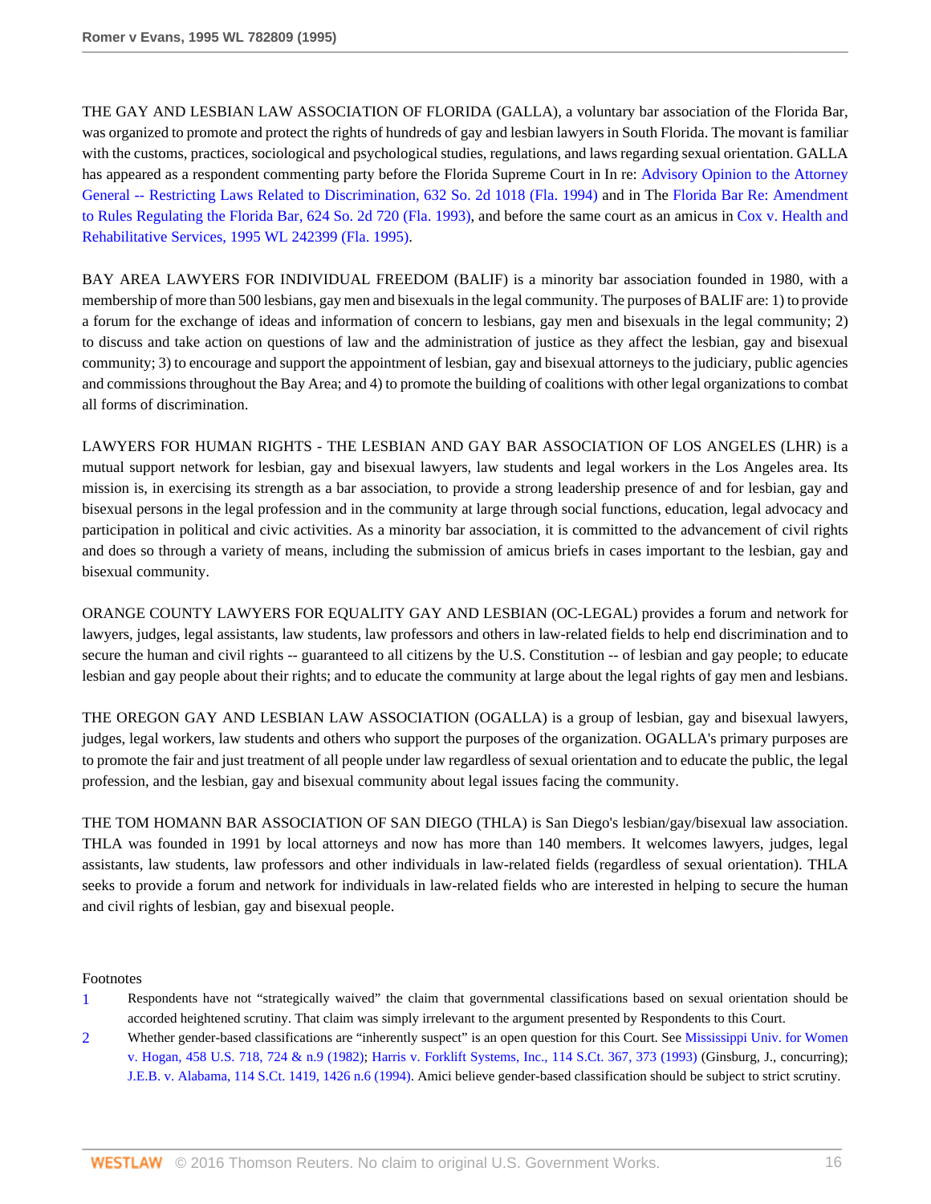THE GAY AND LESBIAN LAW ASSOCIATION OF FLORIDA (GALLA), a voluntary bar association of the Florida Bar, was organized to promote and protect the rights of hundreds of gay and lesbian lawyers in South Florida. The movant is familiar with the customs, practices, sociological and psychological studies, regulations, and laws regarding sexual orientation. GALLA has appeared as a respondent commenting party before the Florida Supreme Court in In re: Advisory Opinion to the Attorney General -- Restricting Laws Related to Discrimination, 632 So. 2d 1018 (Fla. 1994) and in The Florida Bar Re: Amendment to Rules Regulating the Florida Bar, 624 So. 2d 720 (Fla. 1993), and before the same court as an amicus in Cox v. Health and Rehabilitative Services, 1995 WL 242399 (Fla. 1995).

BAY AREA LAWYERS FOR INDIVIDUAL FREEDOM (BALIF) is a minority bar association founded in 1980, with a membership of more than 500 lesbians, gay men and bisexuals in the legal community. The purposes of BALIF are: 1) to provide a forum for the exchange of ideas and information of concern to lesbians, gay men and bisexuals in the legal community; 2) to discuss and take action on questions of law and the administration of justice as they affect the lesbian, gay and bisexual community; 3) to encourage and support the appointment of lesbian, gay and bisexual attorneys to the judiciary, public agencies and commissions throughout the Bay Area; and 4) to promote the building of coalitions with other legal organizations to combat all forms of discrimination.

LAWYERS FOR HUMAN RIGHTS - THE LESBIAN AND GAY BAR ASSOCIATION OF LOS ANGELES (LHR) is a mutual support network for lesbian, gay and bisexual lawyers, law students and legal workers in the Los Angeles area. Its mission is, in exercising its strength as a bar association, to provide a strong leadership presence of and for lesbian, gay and bisexual persons in the legal profession and in the community at large through social functions, education, legal advocacy and participation in political and civic activities. As a minority bar association, it is committed to the advancement of civil rights and does so through a variety of means, including the submission of amicus briefs in cases important to the lesbian, gay and bisexual community.

ORANGE COUNTY LAWYERS FOR EQUALITY GAY AND LESBIAN (OC-LEGAL) provides a forum and network for lawyers, judges, legal assistants, law students, law professors and others in law-related fields to help end discrimination and to secure the human and civil rights -- guaranteed to all citizens by the U.S. Constitution -- of lesbian and gay people; to educate lesbian and gay people about their rights; and to educate the community at large about the legal rights of gay men and lesbians.

THE OREGON GAY AND LESBIAN LAW ASSOCIATION (OGALLA) is a group of lesbian, gay and bisexual lawyers, judges, legal workers, law students and others who support the purposes of the organization. OGALLA's primary purposes are to promote the fair and just treatment of all people under law regardless of sexual orientation and to educate the public, the legal profession, and the lesbian, gay and bisexual community about legal issues facing the community.

THE TOM HOMANN BAR ASSOCIATION OF SAN DIEGO (THLA) is San Diego's lesbian/gay/bisexual law association. THLA was founded in 1991 by local attorneys and now has more than 140 members. It welcomes lawyers, judges, legal assistants, law students, law professors and other individuals in law-related fields (regardless of sexual orientation). THLA seeks to provide a forum and network for individuals in law-related fields who are interested in helping to secure the human and civil rights of lesbian, gay and bisexual people.

Footnotes

1. Respondents have not "strategically waived" the claim that governmental classifications based on sexual orientation should be accorded heightened scrutiny. That claim was simply irrelevant to the argument presented by Respondents to this Court.

2. Whether gender-based classifications are "inherently suspect" is an open question for this Court. See Mississippi Univ. for Women v. Hogan, 458 U.S. 718, 724 & n.9 (1982); Harris v. Forklift Systems, Inc., 114 S.Ct. 367, 373 (1993) (Ginsburg, J., concurring); J.E.B. v. Alabama, 114 S.Ct. 1419, 1426 n.6 (1994). Amici believe gender-based classification should be subject to strict scrutiny.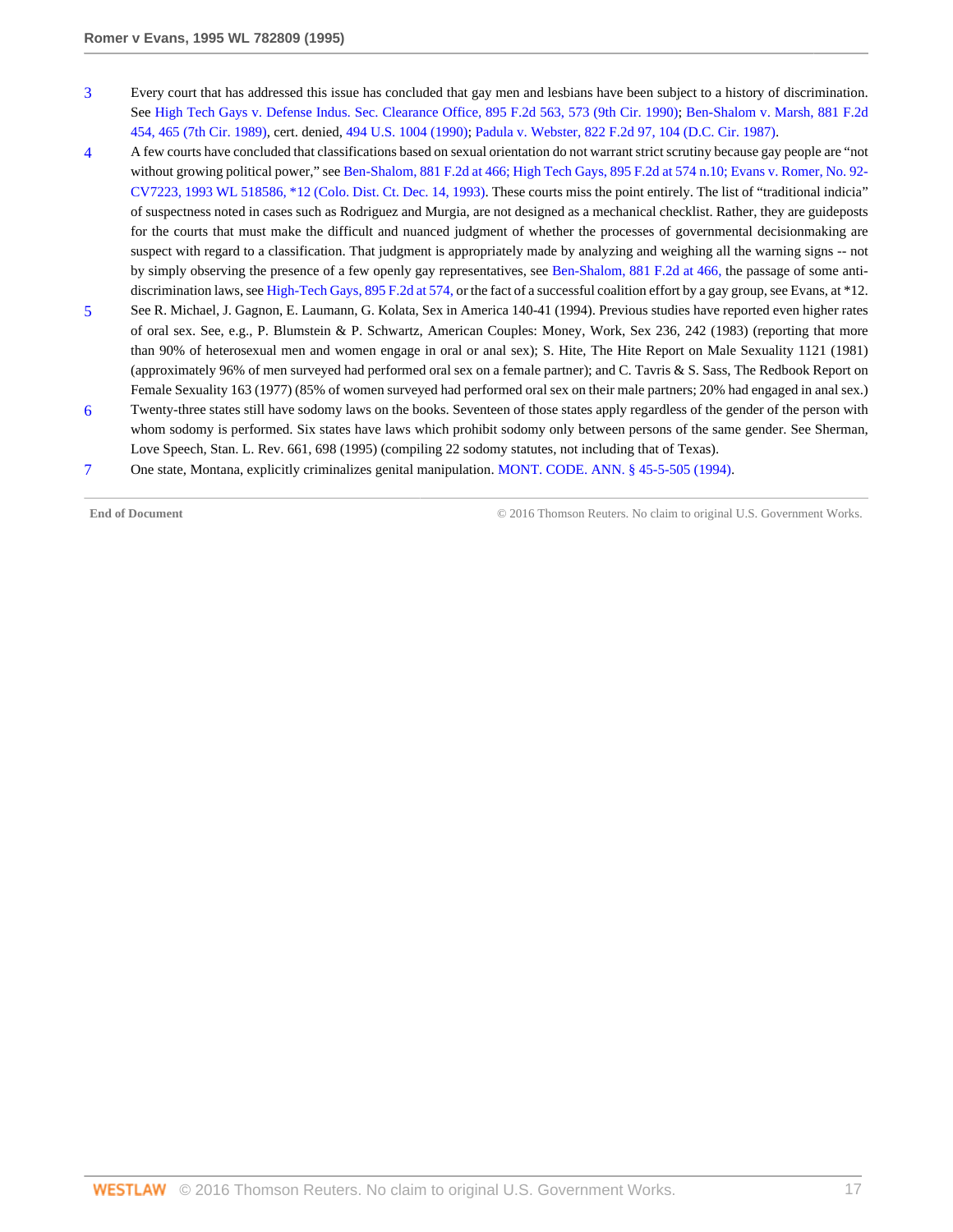3 Every court that has addressed this issue has concluded that gay men and lesbians have been subject to a history of discrimination. See High Tech Gays v. Defense Indus. Sec. Clearance Office, 895 F.2d 563, 573 (9th Cir. 1990); Ben-Shalom v. Marsh, 881 F.2d 454, 465 (7th Cir. 1989), cert. denied, 494 U.S. 1004 (1990); Padula v. Webster, 822 F.2d 97, 104 (D.C. Cir. 1987).

4 A few courts have concluded that classifications based on sexual orientation do not warrant strict scrutiny because gay people are "not without growing political power," see Ben-Shalom, 881 F.2d at 466; High Tech Gays, 895 F.2d at 574 n.10; Evans v. Romer, No. 92-CV7223, 1993 WL 518586, *12 (Colo. Dist. Ct. Dec. 14, 1993). These courts miss the point entirely. The list of "traditional indicia" of suspectness noted in cases such as Rodriguez and Murgia, are not designed as a mechanical checklist. Rather, they are guideposts for the courts that must make the difficult and nuanced judgment of whether the processes of governmental decisionmaking are suspect with regard to a classification. That judgment is appropriately made by analyzing and weighing all the warning signs -- not by simply observing the presence of a few openly gay representatives, see Ben-Shalom, 881 F.2d at 466, the passage of some anti-discrimination laws, see High-Tech Gays, 895 F.2d at 574, or the fact of a successful coalition effort by a gay group, see Evans, at *12.

5 See R. Michael, J. Gagnon, E. Laumann, G. Kolata, Sex in America 140-41 (1994). Previous studies have reported even higher rates of oral sex. See, e.g., P. Blumstein & P. Schwartz, American Couples: Money, Work, Sex 236, 242 (1983) (reporting that more than 90% of heterosexual men and women engage in oral or anal sex); S. Hite, The Hite Report on Male Sexuality 1121 (1981) (approximately 96% of men surveyed had performed oral sex on a female partner); and C. Tavris & S. Sass, The Redbook Report on Female Sexuality 163 (1977) (85% of women surveyed had performed oral sex on their male partners; 20% had engaged in anal sex.)

6 Twenty-three states still have sodomy laws on the books. Seventeen of those states apply regardless of the gender of the person with whom sodomy is performed. Six states have laws which prohibit sodomy only between persons of the same gender. See Sherman, Love Speech, Stan. L. Rev. 661, 698 (1995) (compiling 22 sodomy statutes, not including that of Texas).

7 One state, Montana, explicitly criminalizes genital manipulation. MONT. CODE. ANN. § 45-5-505 (1994).

**End of Document** © 2016 Thomson Reuters. No claim to original U.S. Government Works.